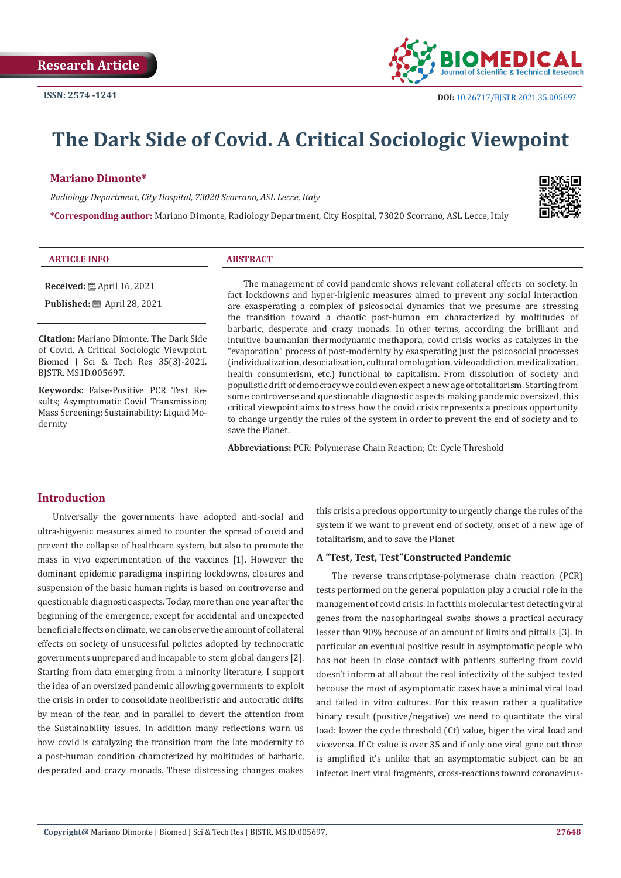Research Article

ISSN: 2574 -1241

DOI: 10.26717/BJSTR.2021.35.005697

# The Dark Side of Covid. A Critical Sociologic Viewpoint

**Mariano Dimonte***

*Radiology Department, City Hospital, 73020 Scorrano, ASL Lecce, Italy*

***Corresponding author:** Mariano Dimonte, Radiology Department, City Hospital, 73020 Scorrano, ASL Lecce, Italy

**ARTICLE INFO**

**Received:** April 16, 2021

**Published:** April 28, 2021

**Citation:** Mariano Dimonte. The Dark Side of Covid. A Critical Sociologic Viewpoint. Biomed J Sci & Tech Res 35(3)-2021. BJSTR. MS.ID.005697.

**Keywords:** False-Positive PCR Test Results; Asymptomatic Covid Transmission; Mass Screening; Sustainability; Liquid Modernity

**ABSTRACT**

The management of covid pandemic shows relevant collateral effects on society. In fact lockdowns and hyper-higienic measures aimed to prevent any social interaction are exasperating a complex of psicosocial dynamics that we presume are stressing the transition toward a chaotic post-human era characterized by multitudes of barbaric, desperate and crazy monads. In other terms, according the brilliant and intuitive baumanian thermodynamic methapora, covid crisis works as catalyzes in the "evaporation" process of post-modernity by exasperating just the psicosocial processes (individualization, desocialization, cultural omologation, videoaddiction, medicalization, health consumerism, etc.) functional to capitalism. From dissolution of society and populistic drift of democracy we could even expect a new age of totalitarism. Starting from some controverse and questionable diagnostic aspects making pandemic oversized, this critical viewpoint aims to stress how the covid crisis represents a precious opportunity to change urgently the rules of the system in order to prevent the end of society and to save the Planet.

**Abbreviations:** PCR: Polymerase Chain Reaction; Ct: Cycle Threshold

## Introduction

Universally the governments have adopted anti-social and ultra-higyenic measures aimed to counter the spread of covid and prevent the collapse of healthcare system, but also to promote the mass in vivo experimentation of the vaccines [1]. However the dominant epidemic paradigma inspiring lockdowns, closures and suspension of the basic human rights is based on controverse and questionable diagnostic aspects. Today, more than one year after the beginning of the emergence, except for accidental and unexpected beneficial effects on climate, we can observe the amount of collateral effects on society of unsucessful policies adopted by technocratic governments unprepared and incapable to stem global dangers [2]. Starting from data emerging from a minority literature, I support the idea of an oversized pandemic allowing governments to exploit the crisis in order to consolidate neoliberistic and autocratic drifts by mean of the fear, and in parallel to devert the attention from the Sustainability issues. In addition many reflections warn us how covid is catalyzing the transition from the late modernity to a post-human condition characterized by moltitudes of barbaric, desperated and crazy monads. These distressing changes makes this crisis a precious opportunity to urgently change the rules of the system if we want to prevent end of society, onset of a new age of totalitarism, and to save the Planet

### A "Test, Test, Test"Constructed Pandemic

The reverse transcriptase-polymerase chain reaction (PCR) tests performed on the general population play a crucial role in the management of covid crisis. In fact this molecular test detecting viral genes from the nasopharingeal swabs shows a practical accuracy lesser than 90% becouse of an amount of limits and pitfalls [3]. In particular an eventual positive result in asymptomatic people who has not been in close contact with patients suffering from covid doesn't inform at all about the real infectivity of the subject tested becouse the most of asymptomatic cases have a minimal viral load and failed in vitro cultures. For this reason rather a qualitative binary result (positive/negative) we need to quantitate the viral load: lower the cycle threshold (Ct) value, higer the viral load and viceversa. If Ct value is over 35 and if only one viral gene out three is amplified it's unlike that an asymptomatic subject can be an infector. Inert viral fragments, cross-reactions toward coronavirus-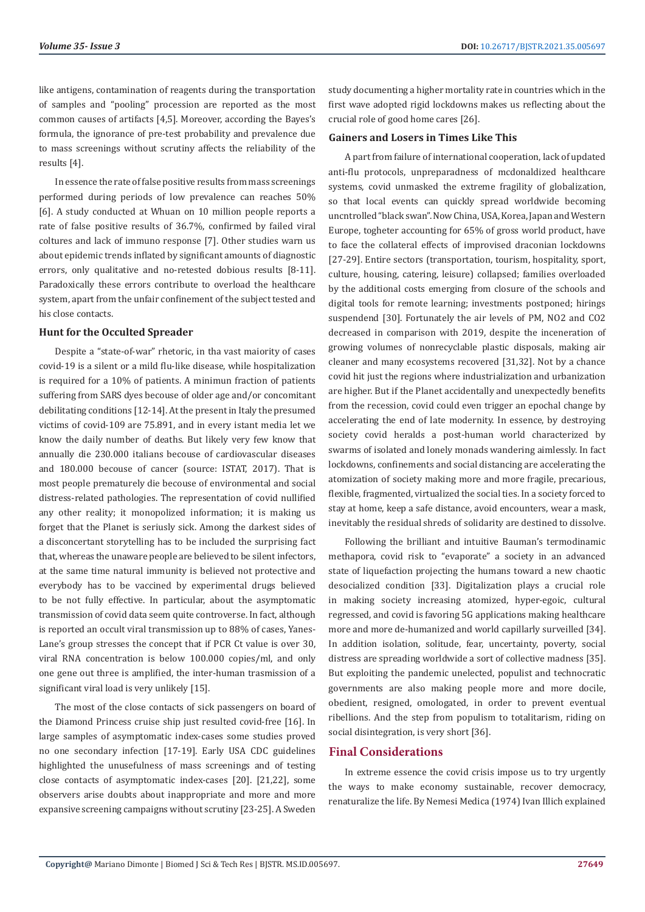like antigens, contamination of reagents during the transportation of samples and "pooling" procession are reported as the most common causes of artifacts [4,5]. Moreover, according the Bayes's formula, the ignorance of pre-test probability and prevalence due to mass screenings without scrutiny affects the reliability of the results [4].

In essence the rate of false positive results from mass screenings performed during periods of low prevalence can reaches 50% [6]. A study conducted at Whuan on 10 million people reports a rate of false positive results of 36.7%, confirmed by failed viral coltures and lack of immuno response [7]. Other studies warn us about epidemic trends inflated by significant amounts of diagnostic errors, only qualitative and no-retested dobious results [8-11]. Paradoxically these errors contribute to overload the healthcare system, apart from the unfair confinement of the subject tested and his close contacts.

### Hunt for the Occulted Spreader

Despite a "state-of-war" rhetoric, in tha vast maiority of cases covid-19 is a silent or a mild flu-like disease, while hospitalization is required for a 10% of patients. A minimun fraction of patients suffering from SARS dyes becouse of older age and/or concomitant debilitating conditions [12-14]. At the present in Italy the presumed victims of covid-109 are 75.891, and in every istant media let we know the daily number of deaths. But likely very few know that annually die 230.000 italians becouse of cardiovascular diseases and 180.000 becouse of cancer (source: ISTAT, 2017). That is most people prematurely die becouse of environmental and social distress-related pathologies. The representation of covid nullified any other reality; it monopolized information; it is making us forget that the Planet is seriusly sick. Among the darkest sides of a disconcertant storytelling has to be included the surprising fact that, whereas the unaware people are believed to be silent infectors, at the same time natural immunity is believed not protective and everybody has to be vaccined by experimental drugs believed to be not fully effective. In particular, about the asymptomatic transmission of covid data seem quite controverse. In fact, although is reported an occult viral transmission up to 88% of cases, Yanes-Lane's group stresses the concept that if PCR Ct value is over 30, viral RNA concentration is below 100.000 copies/ml, and only one gene out three is amplified, the inter-human trasmission of a significant viral load is very unlikely [15].

The most of the close contacts of sick passengers on board of the Diamond Princess cruise ship just resulted covid-free [16]. In large samples of asymptomatic index-cases some studies proved no one secondary infection [17-19]. Early USA CDC guidelines highlighted the unusefulness of mass screenings and of testing close contacts of asymptomatic index-cases [20]. [21,22], some observers arise doubts about inappropriate and more and more expansive screening campaigns without scrutiny [23-25]. A Sweden study documenting a higher mortality rate in countries which in the first wave adopted rigid lockdowns makes us reflecting about the crucial role of good home cares [26].

### Gainers and Losers in Times Like This

A part from failure of international cooperation, lack of updated anti-flu protocols, unpreparadness of mcdonaldized healthcare systems, covid unmasked the extreme fragility of globalization, so that local events can quickly spread worldwide becoming uncntrolled "black swan". Now China, USA, Korea, Japan and Western Europe, togheter accounting for 65% of gross world product, have to face the collateral effects of improvised draconian lockdowns [27-29]. Entire sectors (transportation, tourism, hospitality, sport, culture, housing, catering, leisure) collapsed; families overloaded by the additional costs emerging from closure of the schools and digital tools for remote learning; investments postponed; hirings suspendend [30]. Fortunately the air levels of PM, NO2 and CO2 decreased in comparison with 2019, despite the inceneration of growing volumes of nonrecyclable plastic disposals, making air cleaner and many ecosystems recovered [31,32]. Not by a chance covid hit just the regions where industrialization and urbanization are higher. But if the Planet accidentally and unexpectedly benefits from the recession, covid could even trigger an epochal change by accelerating the end of late modernity. In essence, by destroying society covid heralds a post-human world characterized by swarms of isolated and lonely monads wandering aimlessly. In fact lockdowns, confinements and social distancing are accelerating the atomization of society making more and more fragile, precarious, flexible, fragmented, virtualized the social ties. In a society forced to stay at home, keep a safe distance, avoid encounters, wear a mask, inevitably the residual shreds of solidarity are destined to dissolve.

Following the brilliant and intuitive Bauman's termodinamic methapora, covid risk to "evaporate" a society in an advanced state of liquefaction projecting the humans toward a new chaotic desocialized condition [33]. Digitalization plays a crucial role in making society increasing atomized, hyper-egoic, cultural regressed, and covid is favoring 5G applications making healthcare more and more de-humanized and world capillarly surveilled [34]. In addition isolation, solitude, fear, uncertainty, poverty, social distress are spreading worldwide a sort of collective madness [35]. But exploiting the pandemic unelected, populist and technocratic governments are also making people more and more docile, obedient, resigned, omologated, in order to prevent eventual ribellions. And the step from populism to totalitarism, riding on social disintegration, is very short [36].

## Final Considerations

In extreme essence the covid crisis impose us to try urgently the ways to make economy sustainable, recover democracy, renaturalize the life. By Nemesi Medica (1974) Ivan Illich explained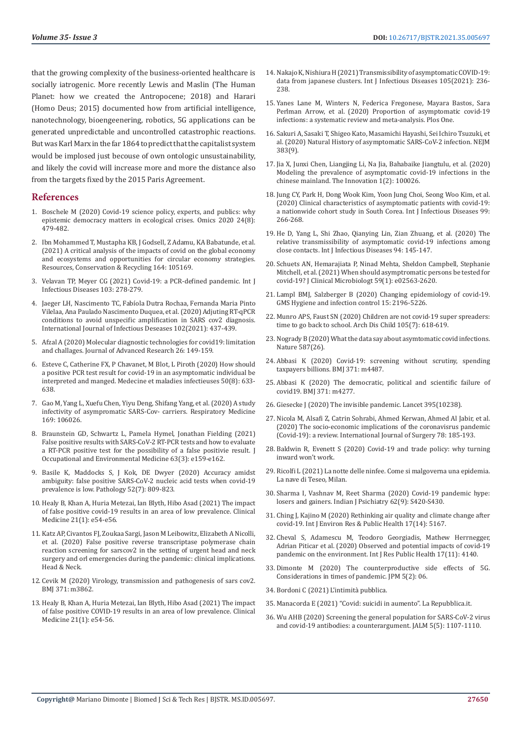that the growing complexity of the business-oriented healthcare is socially iatrogenic. More recently Lewis and Maslin (The Human Planet: how we created the Antropocene; 2018) and Harari (Homo Deus; 2015) documented how from artificial intelligence, nanotechnology, bioengeenering, robotics, 5G applications can be generated unpredictable and uncontrolled catastrophic reactions. But was Karl Marx in the far 1864 to predict that the capitalist system would be implosed just becouse of own ontologic unsustainability, and likely the covid will increase more and more the distance also from the targets fixed by the 2015 Paris Agreement.

## References

1. Boschele M (2020) Covid-19 science policy, experts, and publics: why epistemic democracy matters in ecological crises. Omics 2020 24(8): 479-482.
2. Ibn Mohammed T, Mustapha KB, J Godsell, Z Adamu, KA Babatunde, et al. (2021) A critical analysis of the impacts of covid on the global economy and ecosystems and opportunities for circular economy strategies. Resources, Conservation & Recycling 164: 105169.
3. Velavan TP, Meyer CG (2021) Covid-19: a PCR-defined pandemic. Int J Infectious Diseases 103: 278-279.
4. Jaeger LH, Nascimento TC, Fabíola Dutra Rochaa, Fernanda Maria Pinto Vilelaa, Ana Paulado Nascimento Duquea, et al. (2020) Adjuting RT-qPCR conditions to avoid unspecific amplification in SARS cov2 diagnosis. International Journal of Infectious Deseases 102(2021): 437-439.
5. Afzal A (2020) Molecular diagnostic technologies for covid19: limitation and challages. Journal of Advanced Research 26: 149-159.
6. Esteve C, Catherine FX, P Chavanet, M Blot, L Piroth (2020) How should a positive PCR test result for covid-19 in an asymptomatic individual be interpreted and manged. Medecine et maladies infectieuses 50(8): 633-638.
7. Gao M, Yang L, Xuefu Chen, Yiyu Deng, Shifang Yang, et al. (2020) A study infectivity of asympromatic SARS-Cov- carriers. Respiratory Medicine 169: 106026.
8. Braunstein GD, Schwartz L, Pamela Hymel, Jonathan Fielding (2021) False positive results with SARS-CoV-2 RT-PCR tests and how to evaluate a RT-PCR positive test for the possibility of a false positivie result. J Occupational and Environmental Medicine 63(3): e159-e162.
9. Basile K, Maddocks S, J Kok, DE Dwyer (2020) Accuracy amidst ambiguity: false positive SARS-CoV-2 nucleic acid tests when covid-19 prevalence is low. Pathology 52(7): 809-823.
10. Healy B, Khan A, Huria Metezai, Ian Blyth, Hibo Asad (2021) The impact of false positive covid-19 results in an area of low prevalence. Clinical Medicine 21(1): e54-e56.
11. Katz AP, Civantos FJ, Zoukaa Sargi, Jason M Leibowitz, Elizabeth A Nicolli, et al. (2020) False positive reverse transcriptase polymerase chain reaction screening for sarscov2 in the setting of urgent head and neck surgery and orl emergencies during the pandemic: clinical implications. Head & Neck.
12. Cevik M (2020) Virology, transmission and pathogenesis of sars cov2. BMJ 371: m3862.
13. Healy B, Khan A, Huria Metezai, Ian Blyth, Hibo Asad (2021) The impact of false positive COVID-19 results in an area of low prevalence. Clinical Medicine 21(1): e54-56.
14. Nakajo K, Nishiura H (2021) Transmissibility of asymptomatic COVID-19: data from japanese clusters. Int J Infectious Diseases 105(2021): 236-238.
15. Yanes Lane M, Winters N, Federica Fregonese, Mayara Bastos, Sara Perlman Arrow, et al. (2020) Proportion of asymptomatic covid-19 infections: a systematic review and meta-analysis. Plos One.
16. Sakuri A, Sasaki T, Shigeo Kato, Masamichi Hayashi, Sei Ichiro Tsuzuki, et al. (2020) Natural History of asymptomatic SARS-CoV-2 infection. NEJM 383(9).
17. Jia X, Junxi Chen, Liangjing Li, Na Jia, Bahabaike Jiangtulu, et al. (2020) Modeling the prevalence of asymptomatic covid-19 infections in the chinese mainland. The Innovation 1(2): 100026.
18. Jung CY, Park H, Dong Wook Kim, Yoon Jung Choi, Seong Woo Kim, et al. (2020) Clinical characteristics of asymptomatic patients with covid-19: a nationwide cohort study in South Corea. Int J Infectious Diseases 99: 266-268.
19. He D, Yang L, Shi Zhao, Qianying Lin, Zian Zhuang, et al. (2020) The relative transmissibility of asymptomatic covid-19 infections among close contacts. Int J Infectious Diseases 94: 145-147.
20. Schuets AN, Hemarajiata P, Ninad Mehta, Sheldon Campbell, Stephanie Mitchell, et al. (2021) When should asymptromatic persons be tested for covid-19? J Clinical Microbiologt 59(1): e02563-2620.
21. Lampl BMJ, Salzberger B (2020) Changing epidemiology of covid-19. GMS Hygiene and infection control 15: 2196-5226.
22. Munro APS, Faust SN (2020) Children are not covid-19 super spreaders: time to go back to school. Arch Dis Child 105(7): 618-619.
23. Nogrady B (2020) What the data say about asymtomatic covid infections. Nature 587(26).
24. Abbasi K (2020) Covid-19: screening without scrutiny, spending taxpayers billions. BMJ 371: m4487.
25. Abbasi K (2020) The democratic, political and scientific failure of covid19. BMJ 371: m4277.
26. Giesecke J (2020) The invisible pandemic. Lancet 395(10238).
27. Nicola M, Alsafi Z, Catrin Sohrabi, Ahmed Kerwan, Ahmed Al Jabir, et al. (2020) The socio-economic implications of the coronavisrus pandemic (Covid-19): a review. International Journal of Surgery 78: 185-193.
28. Baldwin R, Evenett S (2020) Covid-19 and trade policy: why turning inward won't work.
29. Ricolfi L (2021) La notte delle ninfee. Come si malgoverna una epidemia. La nave di Teseo, Milan.
30. Sharma I, Vashnav M, Reet Sharma (2020) Covid-19 pandemic hype: losers and gainers. Indian J Psichiatry 62(9): S420-S430.
31. Ching J, Kajino M (2020) Rethinking air quality and climate change after covid-19. Int J Environ Res & Public Health 17(14): 5167.
32. Cheval S, Adamescu M, Teodoro Georgiadis, Mathew Herrnegger, Adrian Piticar et al. (2020) Observed and potential impacts of covid-19 pandemic on the environment. Int J Res Public Health 17(11): 4140.
33. Dimonte M (2020) The counterproductive side effects of 5G. Considerations in times of pandemic. JPM 5(2): 06.
34. Bordoni C (2021) L'intimità pubblica.
35. Manacorda E (2021) "Covid: suicidi in aumento". La Repubblica.it.
36. Wu AHB (2020) Screening the general population for SARS-CoV-2 virus and covid-19 antibodies: a counterargument. JALM 5(5): 1107-1110.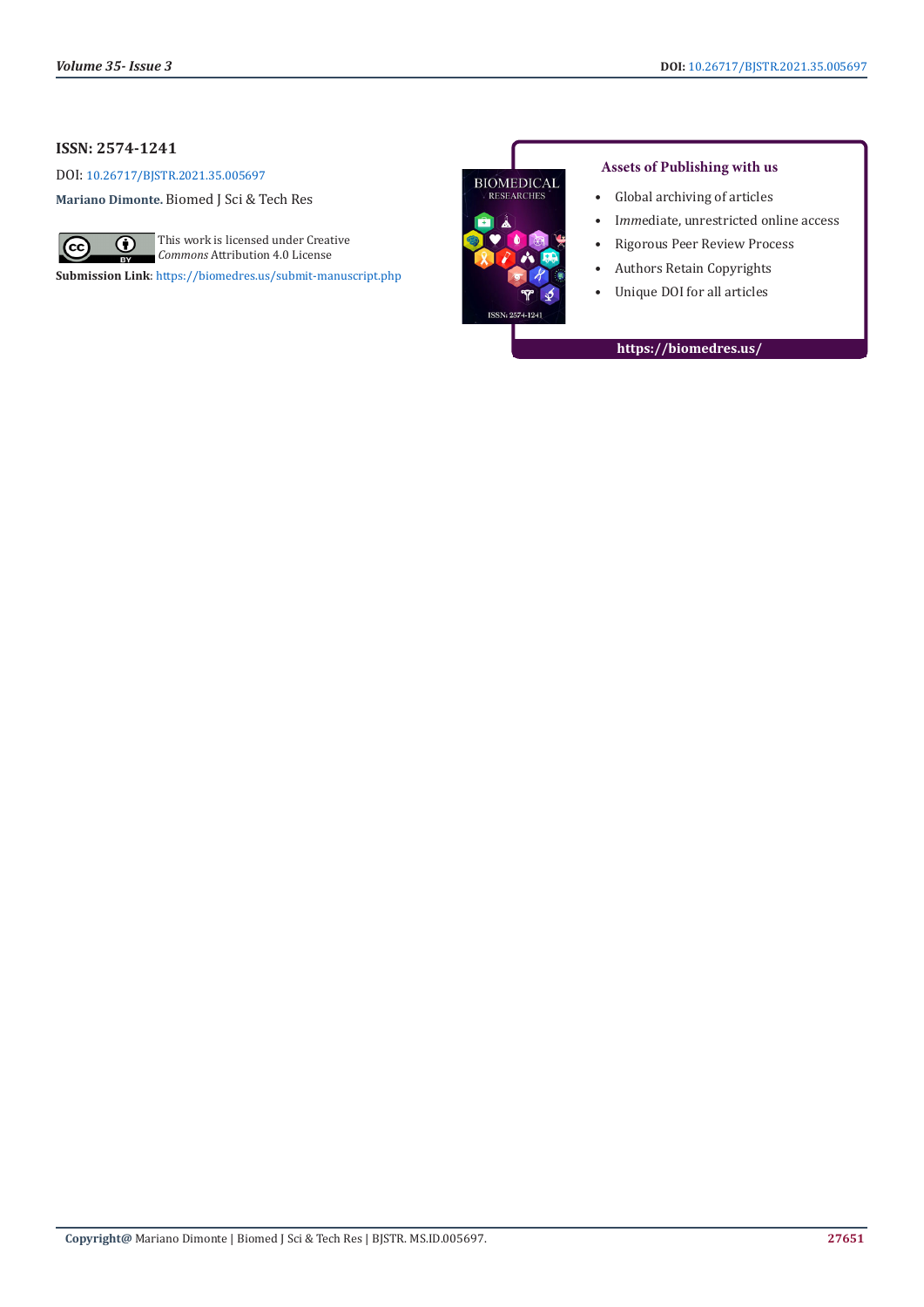**ISSN: 2574-1241**

DOI: 10.26717/BJSTR.2021.35.005697

**Mariano Dimonte.** Biomed J Sci & Tech Res

This work is licensed under Creative *Commons* Attribution 4.0 License

**Submission Link**: https://biomedres.us/submit-manuscript.php

### Assets of Publishing with us

- Global archiving of articles
- Immediate, unrestricted online access
- Rigorous Peer Review Process
- Authors Retain Copyrights
- Unique DOI for all articles

**https://biomedres.us/**